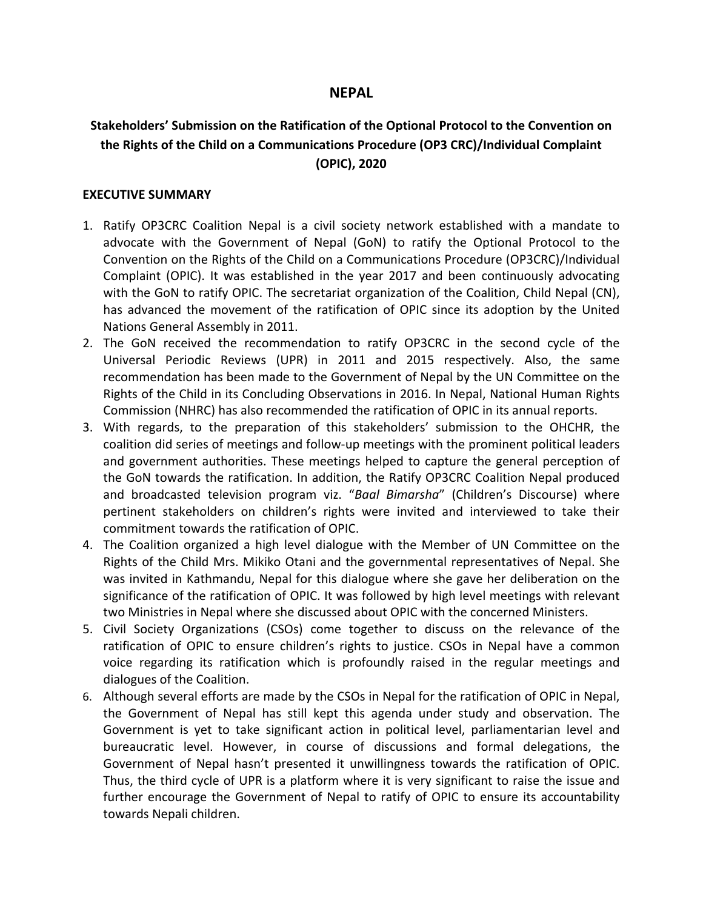# NEPAL

## Stakeholders' Submission on the Ratification of the Optional Protocol to the Convention on the Rights of the Child on a Communications Procedure (OP3 CRC)/Individual Complaint (OPIC), 2020

### EXECUTIVE SUMMARY

1. Ratify OP3CRC Coalition Nepal is a civil society network established with a mandate to advocate with the Government of Nepal (GoN) to ratify the Optional Protocol to the Convention on the Rights of the Child on a Communications Procedure (OP3CRC)/Individual Complaint (OPIC). It was established in the year 2017 and been continuously advocating with the GoN to ratify OPIC. The secretariat organization of the Coalition, Child Nepal (CN), has advanced the movement of the ratification of OPIC since its adoption by the United Nations General Assembly in 2011.
2. The GoN received the recommendation to ratify OP3CRC in the second cycle of the Universal Periodic Reviews (UPR) in 2011 and 2015 respectively. Also, the same recommendation has been made to the Government of Nepal by the UN Committee on the Rights of the Child in its Concluding Observations in 2016. In Nepal, National Human Rights Commission (NHRC) has also recommended the ratification of OPIC in its annual reports.
3. With regards, to the preparation of this stakeholders' submission to the OHCHR, the coalition did series of meetings and follow-up meetings with the prominent political leaders and government authorities. These meetings helped to capture the general perception of the GoN towards the ratification. In addition, the Ratify OP3CRC Coalition Nepal produced and broadcasted television program viz. "*Baal Bimarsha*" (Children's Discourse) where pertinent stakeholders on children's rights were invited and interviewed to take their commitment towards the ratification of OPIC.
4. The Coalition organized a high level dialogue with the Member of UN Committee on the Rights of the Child Mrs. Mikiko Otani and the governmental representatives of Nepal. She was invited in Kathmandu, Nepal for this dialogue where she gave her deliberation on the significance of the ratification of OPIC. It was followed by high level meetings with relevant two Ministries in Nepal where she discussed about OPIC with the concerned Ministers.
5. Civil Society Organizations (CSOs) come together to discuss on the relevance of the ratification of OPIC to ensure children's rights to justice. CSOs in Nepal have a common voice regarding its ratification which is profoundly raised in the regular meetings and dialogues of the Coalition.
6. Although several efforts are made by the CSOs in Nepal for the ratification of OPIC in Nepal, the Government of Nepal has still kept this agenda under study and observation. The Government is yet to take significant action in political level, parliamentarian level and bureaucratic level. However, in course of discussions and formal delegations, the Government of Nepal hasn't presented it unwillingness towards the ratification of OPIC. Thus, the third cycle of UPR is a platform where it is very significant to raise the issue and further encourage the Government of Nepal to ratify of OPIC to ensure its accountability towards Nepali children.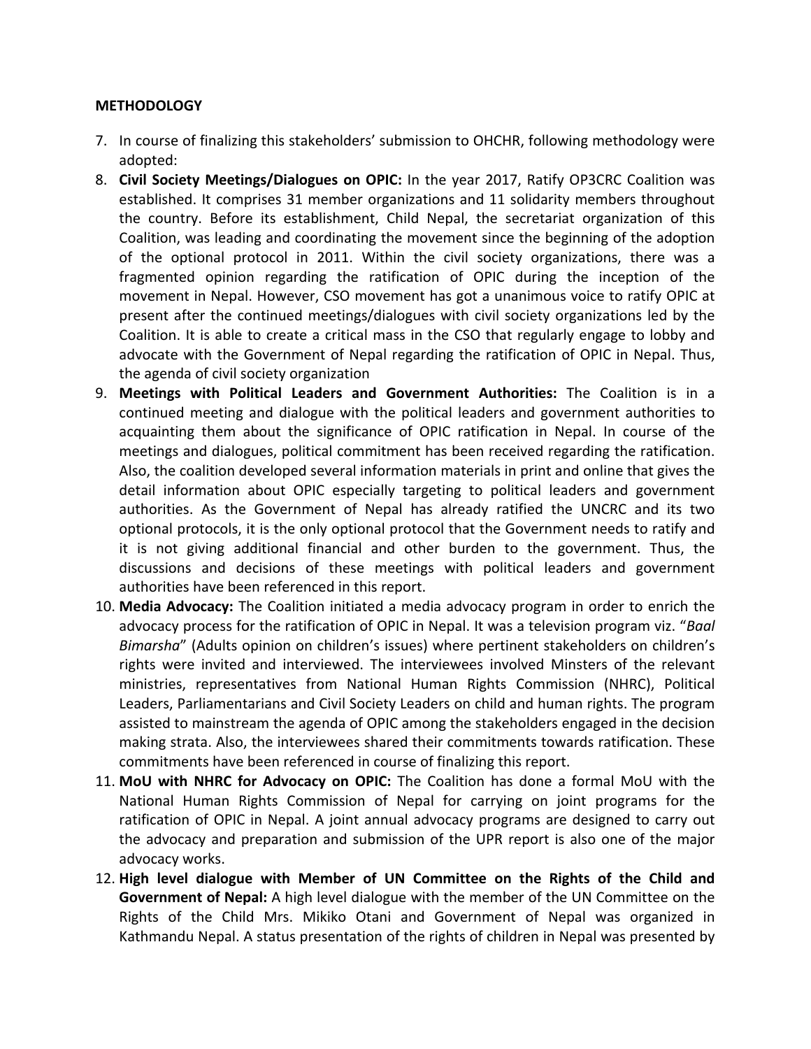**METHODOLOGY**

7. In course of finalizing this stakeholders' submission to OHCHR, following methodology were adopted:
8. **Civil Society Meetings/Dialogues on OPIC:** In the year 2017, Ratify OP3CRC Coalition was established. It comprises 31 member organizations and 11 solidarity members throughout the country. Before its establishment, Child Nepal, the secretariat organization of this Coalition, was leading and coordinating the movement since the beginning of the adoption of the optional protocol in 2011. Within the civil society organizations, there was a fragmented opinion regarding the ratification of OPIC during the inception of the movement in Nepal. However, CSO movement has got a unanimous voice to ratify OPIC at present after the continued meetings/dialogues with civil society organizations led by the Coalition. It is able to create a critical mass in the CSO that regularly engage to lobby and advocate with the Government of Nepal regarding the ratification of OPIC in Nepal. Thus, the agenda of civil society organization
9. **Meetings with Political Leaders and Government Authorities:** The Coalition is in a continued meeting and dialogue with the political leaders and government authorities to acquainting them about the significance of OPIC ratification in Nepal. In course of the meetings and dialogues, political commitment has been received regarding the ratification. Also, the coalition developed several information materials in print and online that gives the detail information about OPIC especially targeting to political leaders and government authorities. As the Government of Nepal has already ratified the UNCRC and its two optional protocols, it is the only optional protocol that the Government needs to ratify and it is not giving additional financial and other burden to the government. Thus, the discussions and decisions of these meetings with political leaders and government authorities have been referenced in this report.
10. **Media Advocacy:** The Coalition initiated a media advocacy program in order to enrich the advocacy process for the ratification of OPIC in Nepal. It was a television program viz. "*Baal Bimarsha*" (Adults opinion on children's issues) where pertinent stakeholders on children's rights were invited and interviewed. The interviewees involved Minsters of the relevant ministries, representatives from National Human Rights Commission (NHRC), Political Leaders, Parliamentarians and Civil Society Leaders on child and human rights. The program assisted to mainstream the agenda of OPIC among the stakeholders engaged in the decision making strata. Also, the interviewees shared their commitments towards ratification. These commitments have been referenced in course of finalizing this report.
11. **MoU with NHRC for Advocacy on OPIC:** The Coalition has done a formal MoU with the National Human Rights Commission of Nepal for carrying on joint programs for the ratification of OPIC in Nepal. A joint annual advocacy programs are designed to carry out the advocacy and preparation and submission of the UPR report is also one of the major advocacy works.
12. **High level dialogue with Member of UN Committee on the Rights of the Child and Government of Nepal:** A high level dialogue with the member of the UN Committee on the Rights of the Child Mrs. Mikiko Otani and Government of Nepal was organized in Kathmandu Nepal. A status presentation of the rights of children in Nepal was presented by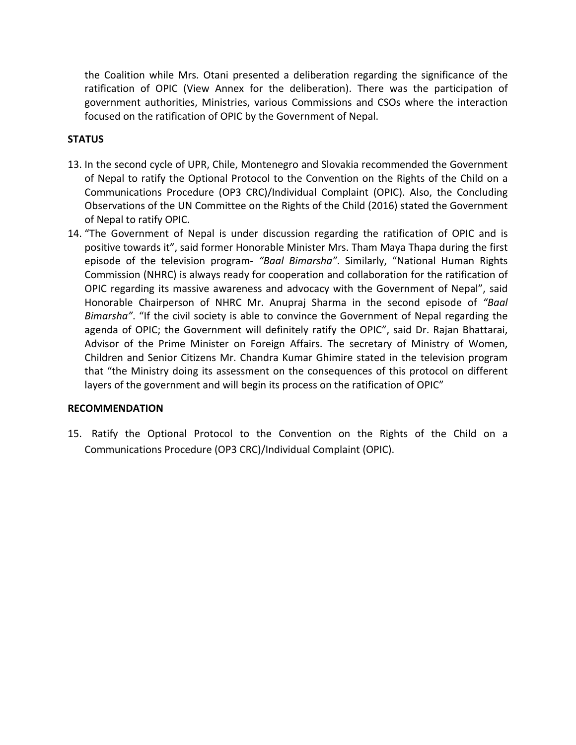the Coalition while Mrs. Otani presented a deliberation regarding the significance of the ratification of OPIC (View Annex for the deliberation). There was the participation of government authorities, Ministries, various Commissions and CSOs where the interaction focused on the ratification of OPIC by the Government of Nepal.

**STATUS**

13. In the second cycle of UPR, Chile, Montenegro and Slovakia recommended the Government of Nepal to ratify the Optional Protocol to the Convention on the Rights of the Child on a Communications Procedure (OP3 CRC)/Individual Complaint (OPIC). Also, the Concluding Observations of the UN Committee on the Rights of the Child (2016) stated the Government of Nepal to ratify OPIC.
14. "The Government of Nepal is under discussion regarding the ratification of OPIC and is positive towards it", said former Honorable Minister Mrs. Tham Maya Thapa during the first episode of the television program- *"Baal Bimarsha"*. Similarly, "National Human Rights Commission (NHRC) is always ready for cooperation and collaboration for the ratification of OPIC regarding its massive awareness and advocacy with the Government of Nepal", said Honorable Chairperson of NHRC Mr. Anupraj Sharma in the second episode of *"Baal Bimarsha"*. "If the civil society is able to convince the Government of Nepal regarding the agenda of OPIC; the Government will definitely ratify the OPIC", said Dr. Rajan Bhattarai, Advisor of the Prime Minister on Foreign Affairs. The secretary of Ministry of Women, Children and Senior Citizens Mr. Chandra Kumar Ghimire stated in the television program that "the Ministry doing its assessment on the consequences of this protocol on different layers of the government and will begin its process on the ratification of OPIC"

**RECOMMENDATION**

15. Ratify the Optional Protocol to the Convention on the Rights of the Child on a Communications Procedure (OP3 CRC)/Individual Complaint (OPIC).